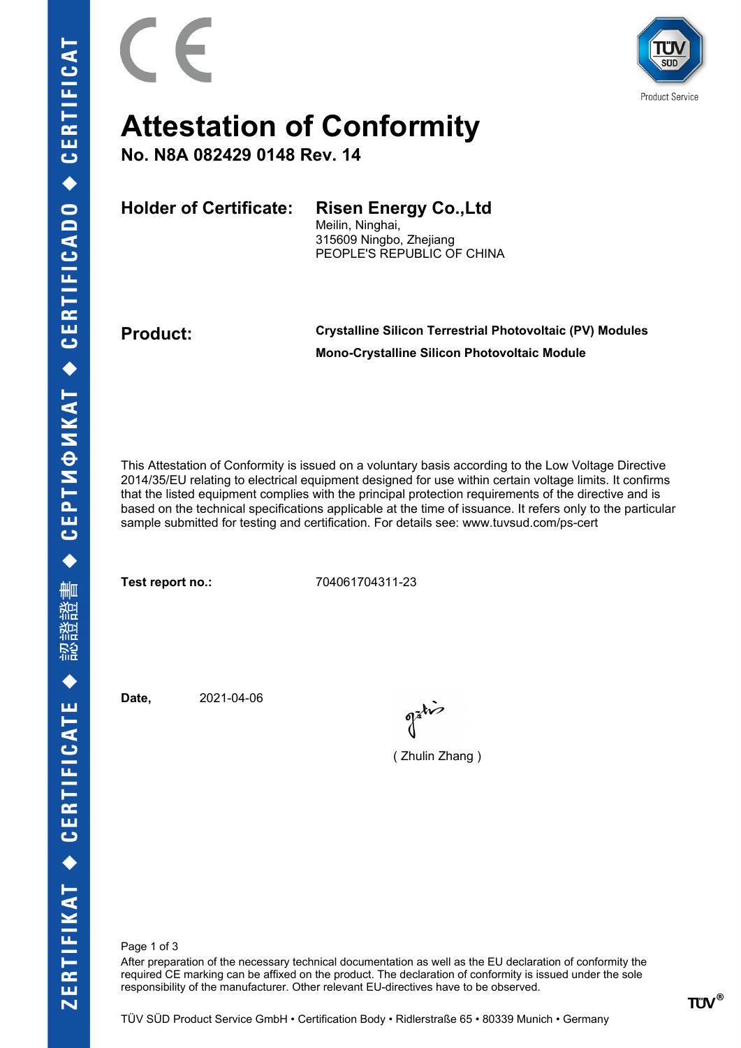# Attestation of Conformity

**No. N8A 082429 0148 Rev. 14**

**Holder of Certificate:** **Risen Energy Co.,Ltd**
Meilin, Ninghai,
315609 Ningbo, Zhejiang
PEOPLE'S REPUBLIC OF CHINA

**Product:** **Crystalline Silicon Terrestrial Photovoltaic (PV) Modules**
**Mono-Crystalline Silicon Photovoltaic Module**

This Attestation of Conformity is issued on a voluntary basis according to the Low Voltage Directive 2014/35/EU relating to electrical equipment designed for use within certain voltage limits. It confirms that the listed equipment complies with the principal protection requirements of the directive and is based on the technical specifications applicable at the time of issuance. It refers only to the particular sample submitted for testing and certification. For details see: www.tuvsud.com/ps-cert

**Test report no.:** 704061704311-23

**Date,** 2021-04-06

( Zhulin Zhang )

After preparation of the necessary technical documentation as well as the EU declaration of conformity the required CE marking can be affixed on the product. The declaration of conformity is issued under the sole responsibility of the manufacturer. Other relevant EU-directives have to be observed.

TÜV SÜD Product Service GmbH • Certification Body • Ridlerstraße 65 • 80339 Munich • Germany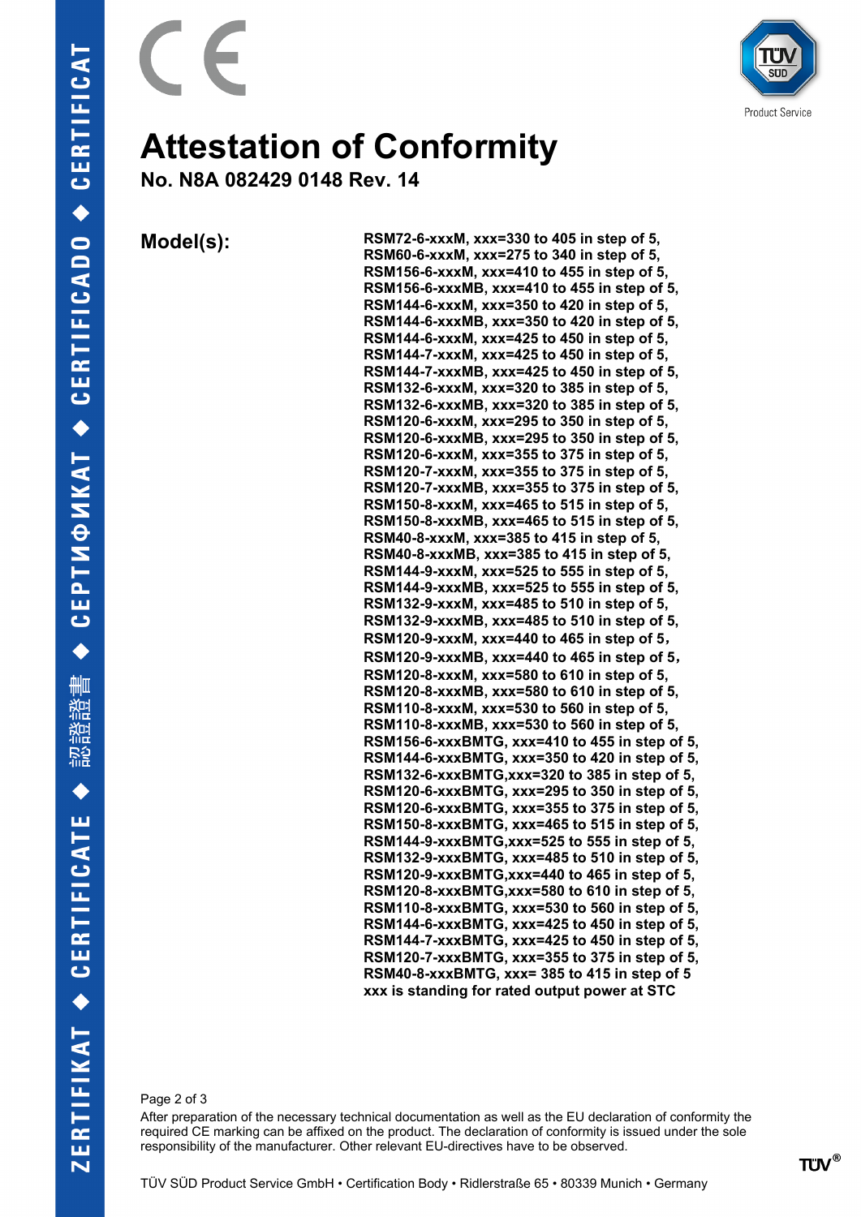# Attestation of Conformity

**No. N8A 082429 0148 Rev. 14**

**Model(s):**

**RSM72-6-xxxM, xxx=330 to 405 in step of 5,**
**RSM60-6-xxxM, xxx=275 to 340 in step of 5,**
**RSM156-6-xxxM, xxx=410 to 455 in step of 5,**
**RSM156-6-xxxMB, xxx=410 to 455 in step of 5,**
**RSM144-6-xxxM, xxx=350 to 420 in step of 5,**
**RSM144-6-xxxMB, xxx=350 to 420 in step of 5,**
**RSM144-6-xxxM, xxx=425 to 450 in step of 5,**
**RSM144-7-xxxM, xxx=425 to 450 in step of 5,**
**RSM144-7-xxxMB, xxx=425 to 450 in step of 5,**
**RSM132-6-xxxM, xxx=320 to 385 in step of 5,**
**RSM132-6-xxxMB, xxx=320 to 385 in step of 5,**
**RSM120-6-xxxM, xxx=295 to 350 in step of 5,**
**RSM120-6-xxxMB, xxx=295 to 350 in step of 5,**
**RSM120-6-xxxM, xxx=355 to 375 in step of 5,**
**RSM120-7-xxxM, xxx=355 to 375 in step of 5,**
**RSM120-7-xxxMB, xxx=355 to 375 in step of 5,**
**RSM150-8-xxxM, xxx=465 to 515 in step of 5,**
**RSM150-8-xxxMB, xxx=465 to 515 in step of 5,**
**RSM40-8-xxxM, xxx=385 to 415 in step of 5,**
**RSM40-8-xxxMB, xxx=385 to 415 in step of 5,**
**RSM144-9-xxxM, xxx=525 to 555 in step of 5,**
**RSM144-9-xxxMB, xxx=525 to 555 in step of 5,**
**RSM132-9-xxxM, xxx=485 to 510 in step of 5,**
**RSM132-9-xxxMB, xxx=485 to 510 in step of 5,**
**RSM120-9-xxxM, xxx=440 to 465 in step of 5,**
**RSM120-9-xxxMB, xxx=440 to 465 in step of 5,**
**RSM120-8-xxxM, xxx=580 to 610 in step of 5,**
**RSM120-8-xxxMB, xxx=580 to 610 in step of 5,**
**RSM110-8-xxxM, xxx=530 to 560 in step of 5,**
**RSM110-8-xxxMB, xxx=530 to 560 in step of 5,**
**RSM156-6-xxxBMTG, xxx=410 to 455 in step of 5,**
**RSM144-6-xxxBMTG, xxx=350 to 420 in step of 5,**
**RSM132-6-xxxBMTG,xxx=320 to 385 in step of 5,**
**RSM120-6-xxxBMTG, xxx=295 to 350 in step of 5,**
**RSM120-6-xxxBMTG, xxx=355 to 375 in step of 5,**
**RSM150-8-xxxBMTG, xxx=465 to 515 in step of 5,**
**RSM144-9-xxxBMTG,xxx=525 to 555 in step of 5,**
**RSM132-9-xxxBMTG, xxx=485 to 510 in step of 5,**
**RSM120-9-xxxBMTG,xxx=440 to 465 in step of 5,**
**RSM120-8-xxxBMTG,xxx=580 to 610 in step of 5,**
**RSM110-8-xxxBMTG, xxx=530 to 560 in step of 5,**
**RSM144-6-xxxBMTG, xxx=425 to 450 in step of 5,**
**RSM144-7-xxxBMTG, xxx=425 to 450 in step of 5,**
**RSM120-7-xxxBMTG, xxx=355 to 375 in step of 5,**
**RSM40-8-xxxBMTG, xxx= 385 to 415 in step of 5**
**xxx is standing for rated output power at STC**

After preparation of the necessary technical documentation as well as the EU declaration of conformity the required CE marking can be affixed on the product. The declaration of conformity is issued under the sole responsibility of the manufacturer. Other relevant EU-directives have to be observed.

TÜV SÜD Product Service GmbH • Certification Body • Ridlerstraße 65 • 80339 Munich • Germany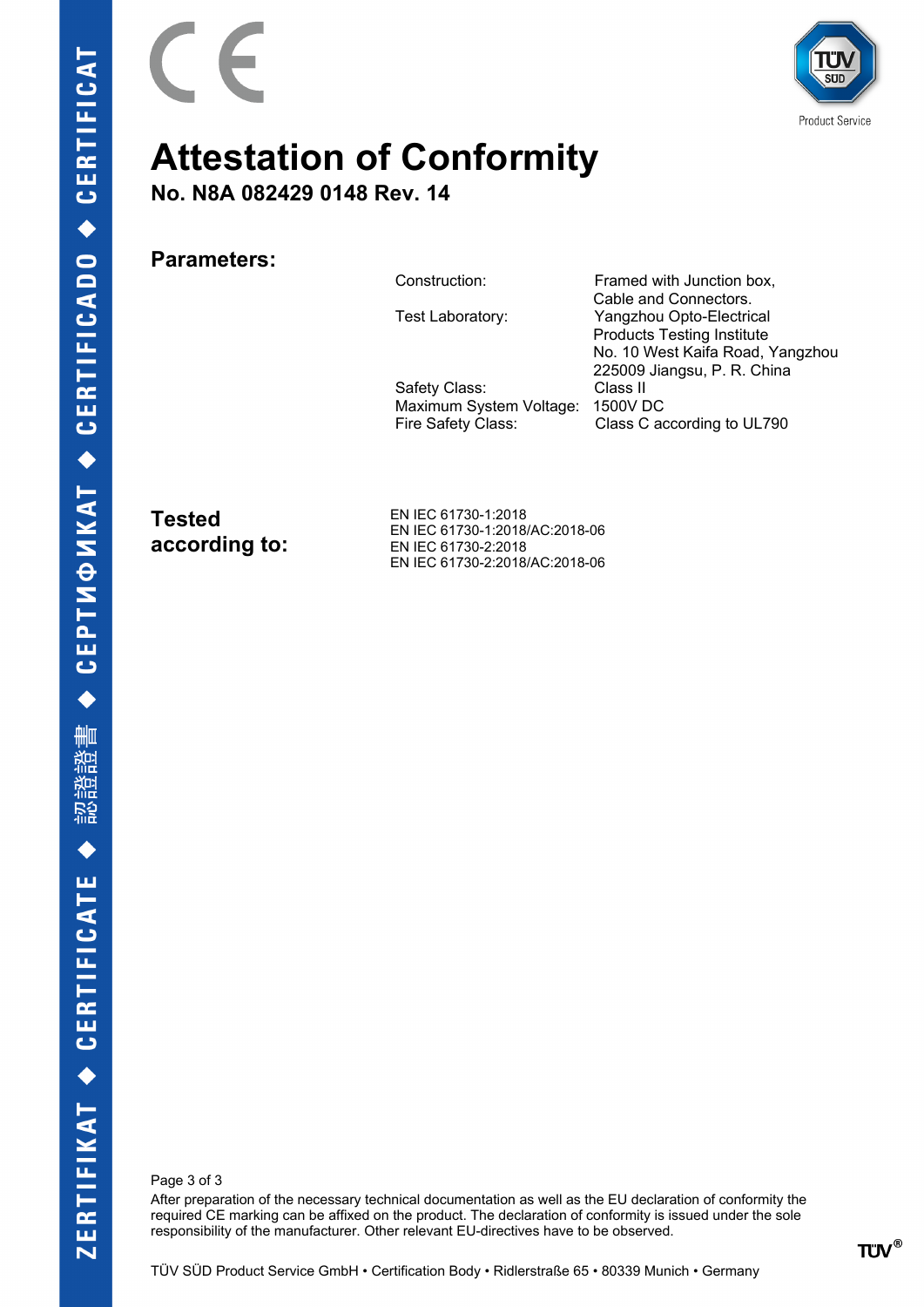# Attestation of Conformity

**No. N8A 082429 0148 Rev. 14**

## Parameters:

| | |
|---|---|
| Construction: | Framed with Junction box, Cable and Connectors. |
| Test Laboratory: | Yangzhou Opto-Electrical Products Testing Institute No. 10 West Kaifa Road, Yangzhou 225009 Jiangsu, P. R. China |
| Safety Class: | Class II |
| Maximum System Voltage: | 1500V DC |
| Fire Safety Class: | Class C according to UL790 |

## Tested according to:

EN IEC 61730-1:2018
EN IEC 61730-1:2018/AC:2018-06
EN IEC 61730-2:2018
EN IEC 61730-2:2018/AC:2018-06

After preparation of the necessary technical documentation as well as the EU declaration of conformity the required CE marking can be affixed on the product. The declaration of conformity is issued under the sole responsibility of the manufacturer. Other relevant EU-directives have to be observed.

TÜV SÜD Product Service GmbH • Certification Body • Ridlerstraße 65 • 80339 Munich • Germany